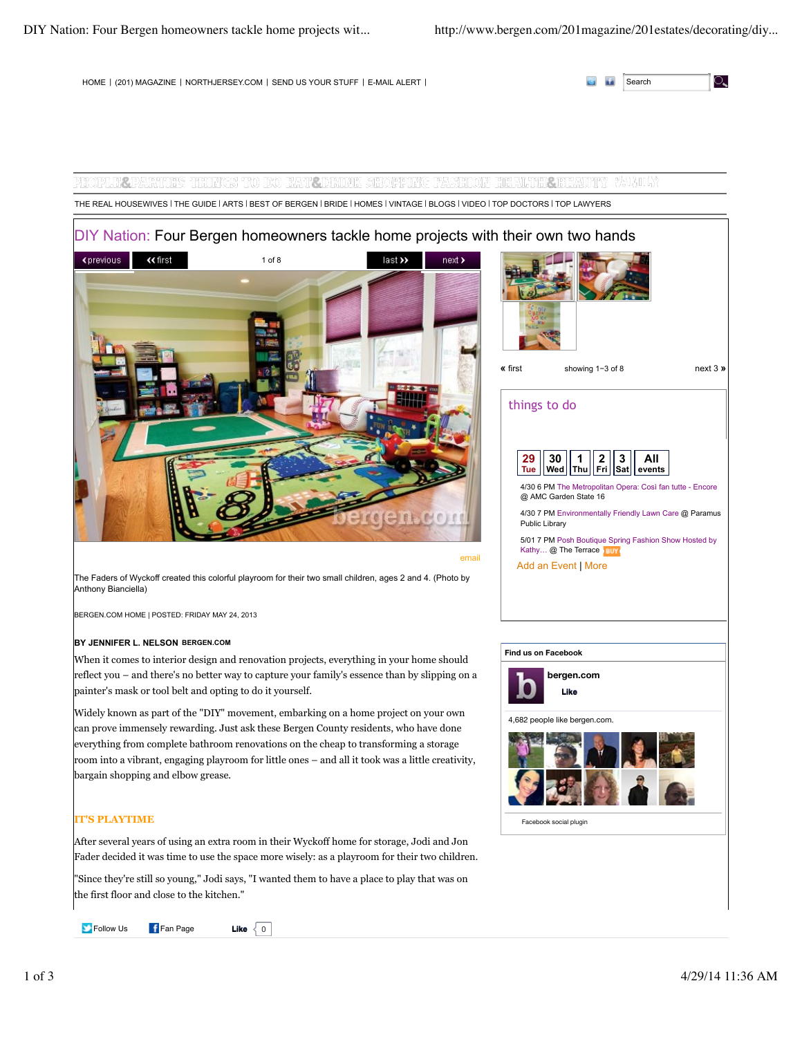HOME | (201) MAGAZINE | NORTHJERSEY.COM | SEND US YOUR STUFF | E-MAIL ALERT |

PEOPLE&PARTIES THINGS TO DO EAT&DRINK SHOPPING FASHION HEALTH&BEAUTY FAMILY

THE REAL HOUSEWIVES | THE GUIDE | ARTS | BEST OF BERGEN | BRIDE | HOMES | VINTAGE | BLOGS | VIDEO | TOP DOCTORS | TOP LAWYERS

# DIY Nation: Four Bergen homeowners tackle home projects with their own two hands

‹previous ‹‹first 1 of 8 last›› next›

email

The Faders of Wyckoff created this colorful playroom for their two small children, ages 2 and 4. (Photo by Anthony Bianciella)

BERGEN.COM HOME | POSTED: FRIDAY MAY 24, 2013

**BY JENNIFER L. NELSON** BERGEN.COM

When it comes to interior design and renovation projects, everything in your home should reflect you – and there's no better way to capture your family's essence than by slipping on a painter's mask or tool belt and opting to do it yourself.

Widely known as part of the "DIY" movement, embarking on a home project on your own can prove immensely rewarding. Just ask these Bergen County residents, who have done everything from complete bathroom renovations on the cheap to transforming a storage room into a vibrant, engaging playroom for little ones – and all it took was a little creativity, bargain shopping and elbow grease.

## IT'S PLAYTIME

After several years of using an extra room in their Wyckoff home for storage, Jodi and Jon Fader decided it was time to use the space more wisely: as a playroom for their two children.

"Since they're still so young," Jodi says, "I wanted them to have a place to play that was on the first floor and close to the kitchen."

« first showing 1–3 of 8 next 3 »

## things to do

29 Tue | 30 Wed | 1 Thu | 2 Fri | 3 Sat | All events

4/30 6 PM The Metropolitan Opera: Così fan tutte - Encore @ AMC Garden State 16

4/30 7 PM Environmentally Friendly Lawn Care @ Paramus Public Library

5/01 7 PM Posh Boutique Spring Fashion Show Hosted by Kathy... @ The Terrace BUY

Add an Event | More

**Find us on Facebook**

bergen.com

Like

4,682 people like bergen.com.

Facebook social plugin

Follow Us Fan Page Like 0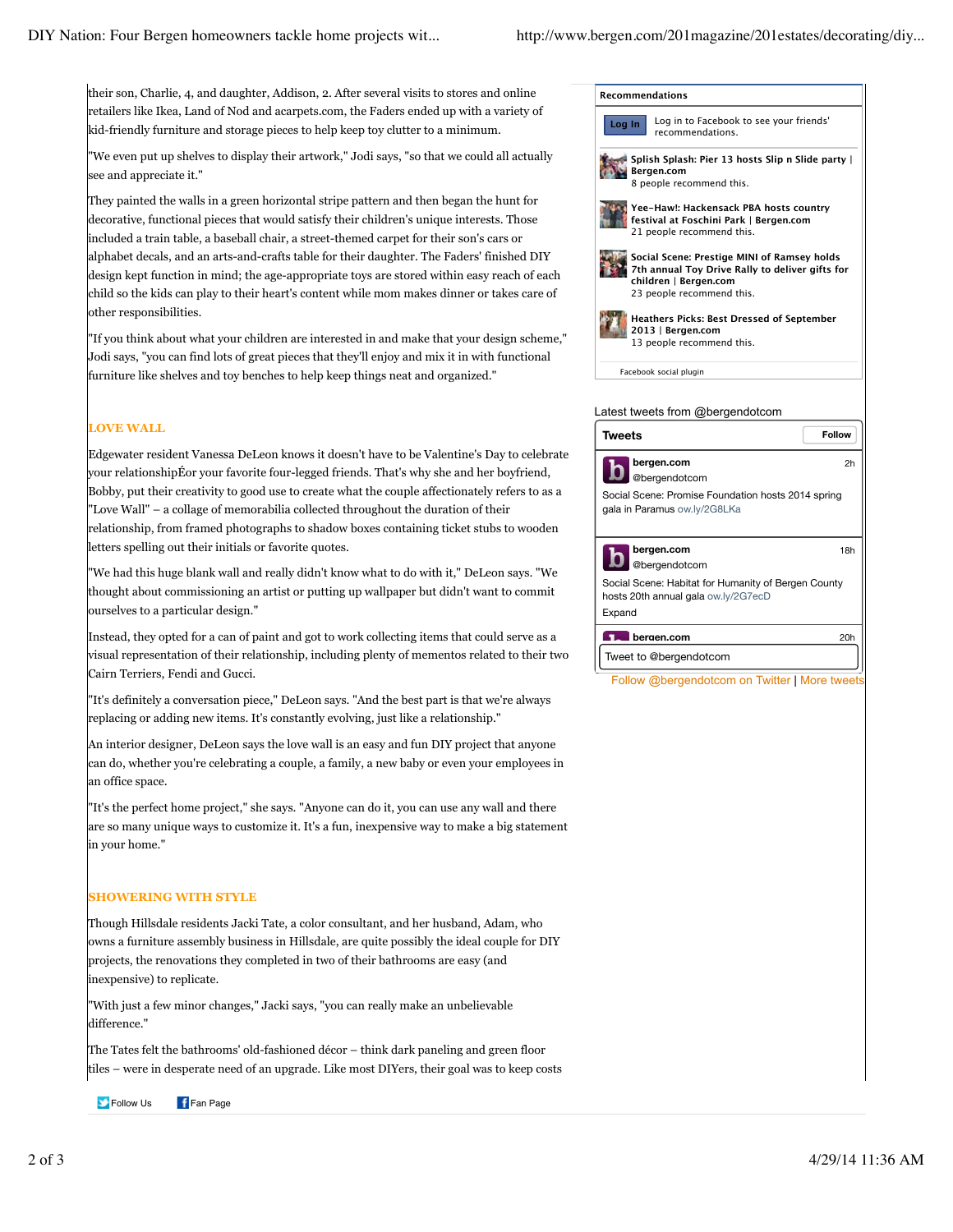their son, Charlie, 4, and daughter, Addison, 2. After several visits to stores and online retailers like Ikea, Land of Nod and acarpets.com, the Faders ended up with a variety of kid-friendly furniture and storage pieces to help keep toy clutter to a minimum.

"We even put up shelves to display their artwork," Jodi says, "so that we could all actually see and appreciate it."

They painted the walls in a green horizontal stripe pattern and then began the hunt for decorative, functional pieces that would satisfy their children's unique interests. Those included a train table, a baseball chair, a street-themed carpet for their son's cars or alphabet decals, and an arts-and-crafts table for their daughter. The Faders' finished DIY design kept function in mind; the age-appropriate toys are stored within easy reach of each child so the kids can play to their heart's content while mom makes dinner or takes care of other responsibilities.

"If you think about what your children are interested in and make that your design scheme," Jodi says, "you can find lots of great pieces that they'll enjoy and mix it in with functional furniture like shelves and toy benches to help keep things neat and organized."

## LOVE WALL

Edgewater resident Vanessa DeLeon knows it doesn't have to be Valentine's Day to celebrate your relationshipÉor your favorite four-legged friends. That's why she and her boyfriend, Bobby, put their creativity to good use to create what the couple affectionately refers to as a "Love Wall" – a collage of memorabilia collected throughout the duration of their relationship, from framed photographs to shadow boxes containing ticket stubs to wooden letters spelling out their initials or favorite quotes.

"We had this huge blank wall and really didn't know what to do with it," DeLeon says. "We thought about commissioning an artist or putting up wallpaper but didn't want to commit ourselves to a particular design."

Instead, they opted for a can of paint and got to work collecting items that could serve as a visual representation of their relationship, including plenty of mementos related to their two Cairn Terriers, Fendi and Gucci.

"It's definitely a conversation piece," DeLeon says. "And the best part is that we're always replacing or adding new items. It's constantly evolving, just like a relationship."

An interior designer, DeLeon says the love wall is an easy and fun DIY project that anyone can do, whether you're celebrating a couple, a family, a new baby or even your employees in an office space.

"It's the perfect home project," she says. "Anyone can do it, you can use any wall and there are so many unique ways to customize it. It's a fun, inexpensive way to make a big statement in your home."

## SHOWERING WITH STYLE

Though Hillsdale residents Jacki Tate, a color consultant, and her husband, Adam, who owns a furniture assembly business in Hillsdale, are quite possibly the ideal couple for DIY projects, the renovations they completed in two of their bathrooms are easy (and inexpensive) to replicate.

"With just a few minor changes," Jacki says, "you can really make an unbelievable difference."

The Tates felt the bathrooms' old-fashioned décor – think dark paneling and green floor tiles – were in desperate need of an upgrade. Like most DIYers, their goal was to keep costs

**Recommendations**

Log In — Log in to Facebook to see your friends' recommendations.

- Splish Splash: Pier 13 hosts Slip n Slide party | Bergen.com — 8 people recommend this.
- Yee-Haw!: Hackensack PBA hosts country festival at Foschini Park | Bergen.com — 21 people recommend this.
- Social Scene: Prestige MINI of Ramsey holds 7th annual Toy Drive Rally to deliver gifts for children | Bergen.com — 23 people recommend this.
- Heathers Picks: Best Dressed of September 2013 | Bergen.com — 13 people recommend this.

Facebook social plugin

Latest tweets from @bergendotcom

**Tweets** — Follow

bergen.com @bergendotcom — 2h
Social Scene: Promise Foundation hosts 2014 spring gala in Paramus ow.ly/2G8LKa

bergen.com @bergendotcom — 18h
Social Scene: Habitat for Humanity of Bergen County hosts 20th annual gala ow.ly/2G7ecD
Expand

bergen.com — 20h

Tweet to @bergendotcom

Follow @bergendotcom on Twitter | More tweets

Follow Us   Fan Page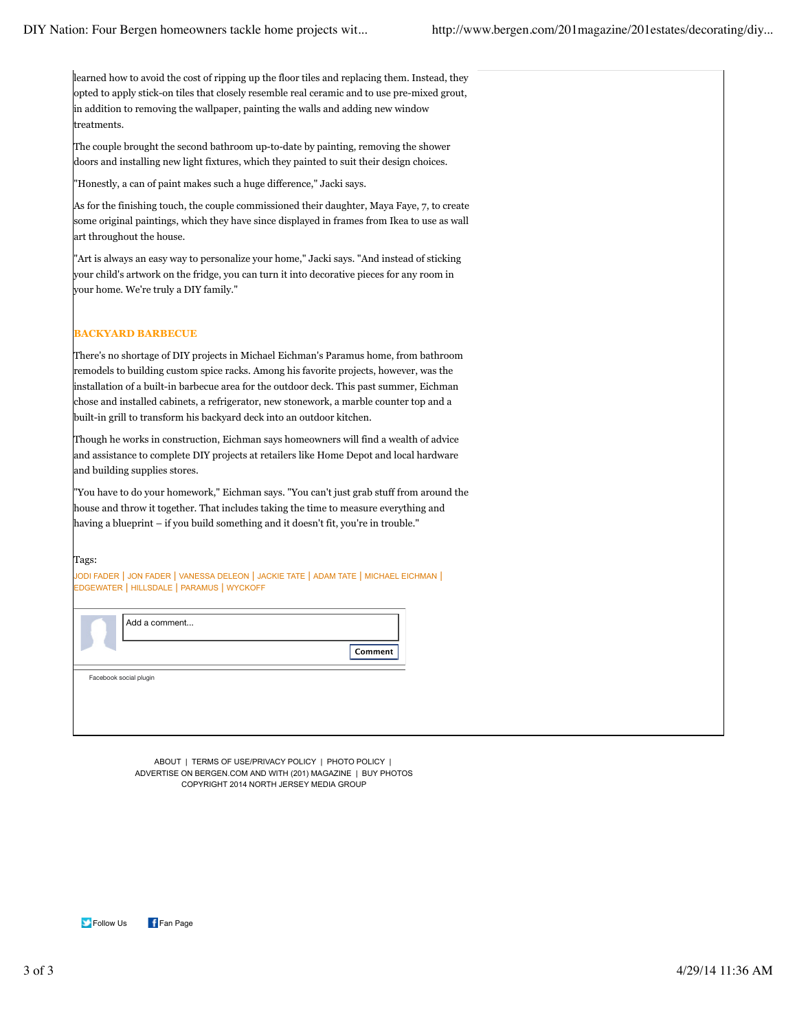learned how to avoid the cost of ripping up the floor tiles and replacing them. Instead, they opted to apply stick-on tiles that closely resemble real ceramic and to use pre-mixed grout, in addition to removing the wallpaper, painting the walls and adding new window treatments.

The couple brought the second bathroom up-to-date by painting, removing the shower doors and installing new light fixtures, which they painted to suit their design choices.

"Honestly, a can of paint makes such a huge difference," Jacki says.

As for the finishing touch, the couple commissioned their daughter, Maya Faye, 7, to create some original paintings, which they have since displayed in frames from Ikea to use as wall art throughout the house.

"Art is always an easy way to personalize your home," Jacki says. "And instead of sticking your child's artwork on the fridge, you can turn it into decorative pieces for any room in your home. We're truly a DIY family."

## BACKYARD BARBECUE

There's no shortage of DIY projects in Michael Eichman's Paramus home, from bathroom remodels to building custom spice racks. Among his favorite projects, however, was the installation of a built-in barbecue area for the outdoor deck. This past summer, Eichman chose and installed cabinets, a refrigerator, new stonework, a marble counter top and a built-in grill to transform his backyard deck into an outdoor kitchen.

Though he works in construction, Eichman says homeowners will find a wealth of advice and assistance to complete DIY projects at retailers like Home Depot and local hardware and building supplies stores.

"You have to do your homework," Eichman says. "You can't just grab stuff from around the house and throw it together. That includes taking the time to measure everything and having a blueprint – if you build something and it doesn't fit, you're in trouble."

Tags:

JODI FADER | JON FADER | VANESSA DELEON | JACKIE TATE | ADAM TATE | MICHAEL EICHMAN | EDGEWATER | HILLSDALE | PARAMUS | WYCKOFF

Add a comment...

Comment

Facebook social plugin

ABOUT | TERMS OF USE/PRIVACY POLICY | PHOTO POLICY | ADVERTISE ON BERGEN.COM AND WITH (201) MAGAZINE | BUY PHOTOS
COPYRIGHT 2014 NORTH JERSEY MEDIA GROUP

Follow Us Fan Page